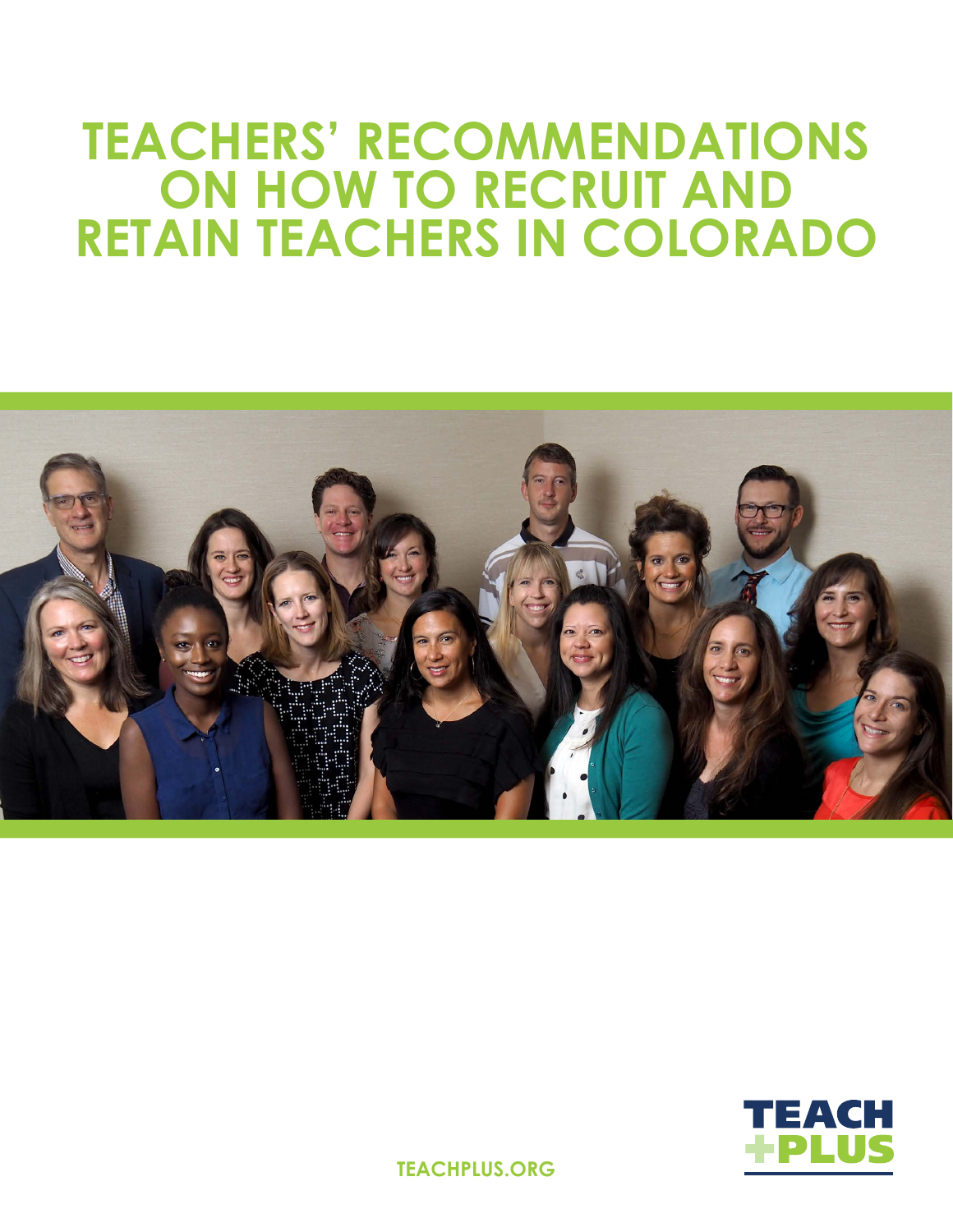# TEACHERS' RECOMMENDATIONS ON HOW TO RECRUIT AND RETAIN TEACHERS IN COLORADO

TEACH PLUS

TEACHPLUS.ORG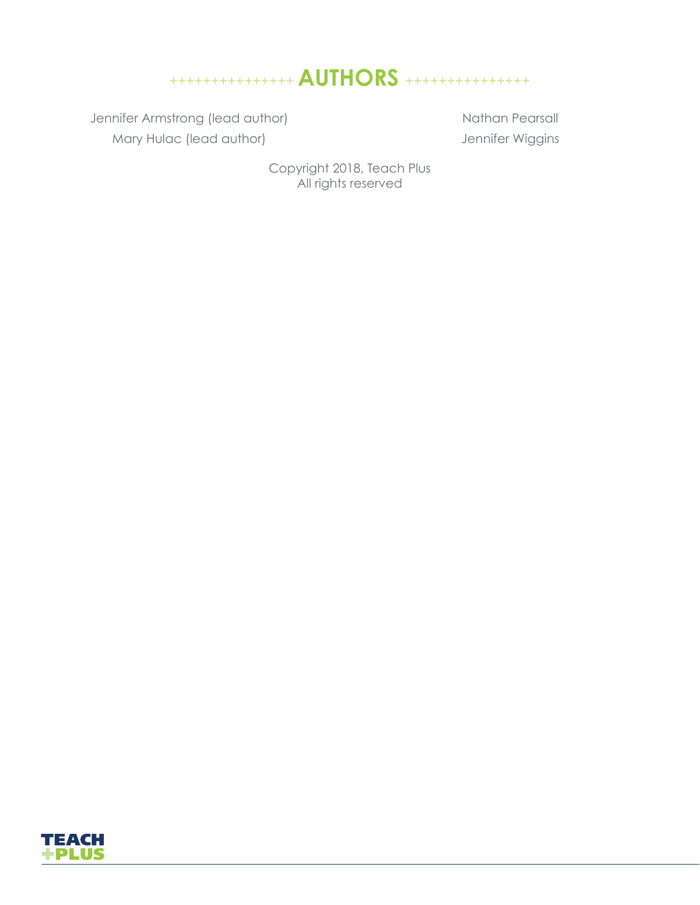## AUTHORS

Jennifer Armstrong (lead author)

Mary Hulac (lead author)

Nathan Pearsall

Jennifer Wiggins

Copyright 2018, Teach Plus
All rights reserved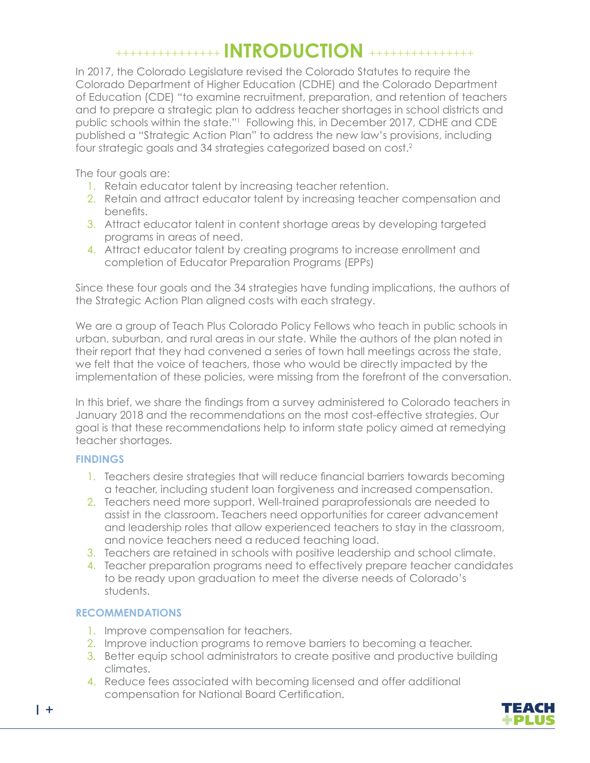# INTRODUCTION

In 2017, the Colorado Legislature revised the Colorado Statutes to require the Colorado Department of Higher Education (CDHE) and the Colorado Department of Education (CDE) "to examine recruitment, preparation, and retention of teachers and to prepare a strategic plan to address teacher shortages in school districts and public schools within the state."[1] Following this, in December 2017, CDHE and CDE published a "Strategic Action Plan" to address the new law's provisions, including four strategic goals and 34 strategies categorized based on cost.[2]

The four goals are:

1. Retain educator talent by increasing teacher retention.
2. Retain and attract educator talent by increasing teacher compensation and benefits.
3. Attract educator talent in content shortage areas by developing targeted programs in areas of need.
4. Attract educator talent by creating programs to increase enrollment and completion of Educator Preparation Programs (EPPs)

Since these four goals and the 34 strategies have funding implications, the authors of the Strategic Action Plan aligned costs with each strategy.

We are a group of Teach Plus Colorado Policy Fellows who teach in public schools in urban, suburban, and rural areas in our state. While the authors of the plan noted in their report that they had convened a series of town hall meetings across the state, we felt that the voice of teachers, those who would be directly impacted by the implementation of these policies, were missing from the forefront of the conversation.

In this brief, we share the findings from a survey administered to Colorado teachers in January 2018 and the recommendations on the most cost-effective strategies. Our goal is that these recommendations help to inform state policy aimed at remedying teacher shortages.

### FINDINGS

1. Teachers desire strategies that will reduce financial barriers towards becoming a teacher, including student loan forgiveness and increased compensation.
2. Teachers need more support. Well-trained paraprofessionals are needed to assist in the classroom. Teachers need opportunities for career advancement and leadership roles that allow experienced teachers to stay in the classroom, and novice teachers need a reduced teaching load.
3. Teachers are retained in schools with positive leadership and school climate.
4. Teacher preparation programs need to effectively prepare teacher candidates to be ready upon graduation to meet the diverse needs of Colorado's students.

### RECOMMENDATIONS

1. Improve compensation for teachers.
2. Improve induction programs to remove barriers to becoming a teacher.
3. Better equip school administrators to create positive and productive building climates.
4. Reduce fees associated with becoming licensed and offer additional compensation for National Board Certification.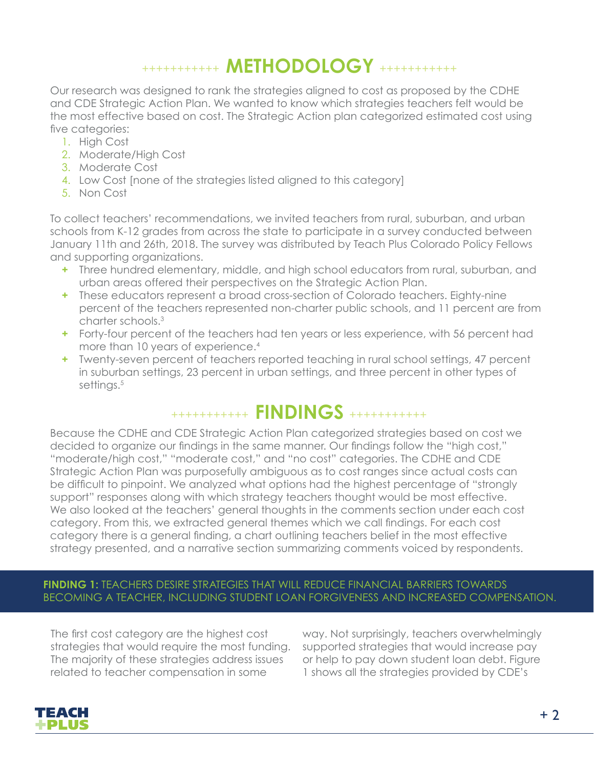## METHODOLOGY

Our research was designed to rank the strategies aligned to cost as proposed by the CDHE and CDE Strategic Action Plan. We wanted to know which strategies teachers felt would be the most effective based on cost. The Strategic Action plan categorized estimated cost using five categories:

1. High Cost
2. Moderate/High Cost
3. Moderate Cost
4. Low Cost [none of the strategies listed aligned to this category]
5. Non Cost

To collect teachers' recommendations, we invited teachers from rural, suburban, and urban schools from K-12 grades from across the state to participate in a survey conducted between January 11th and 26th, 2018. The survey was distributed by Teach Plus Colorado Policy Fellows and supporting organizations.

- Three hundred elementary, middle, and high school educators from rural, suburban, and urban areas offered their perspectives on the Strategic Action Plan.
- These educators represent a broad cross-section of Colorado teachers. Eighty-nine percent of the teachers represented non-charter public schools, and 11 percent are from charter schools.[3]
- Forty-four percent of the teachers had ten years or less experience, with 56 percent had more than 10 years of experience.[4]
- Twenty-seven percent of teachers reported teaching in rural school settings, 47 percent in suburban settings, 23 percent in urban settings, and three percent in other types of settings.[5]

## FINDINGS

Because the CDHE and CDE Strategic Action Plan categorized strategies based on cost we decided to organize our findings in the same manner. Our findings follow the "high cost," "moderate/high cost," "moderate cost," and "no cost" categories. The CDHE and CDE Strategic Action Plan was purposefully ambiguous as to cost ranges since actual costs can be difficult to pinpoint. We analyzed what options had the highest percentage of "strongly support" responses along with which strategy teachers thought would be most effective. We also looked at the teachers' general thoughts in the comments section under each cost category. From this, we extracted general themes which we call findings. For each cost category there is a general finding, a chart outlining teachers belief in the most effective strategy presented, and a narrative section summarizing comments voiced by respondents.

**FINDING 1:** TEACHERS DESIRE STRATEGIES THAT WILL REDUCE FINANCIAL BARRIERS TOWARDS BECOMING A TEACHER, INCLUDING STUDENT LOAN FORGIVENESS AND INCREASED COMPENSATION.

The first cost category are the highest cost strategies that would require the most funding. The majority of these strategies address issues related to teacher compensation in some way. Not surprisingly, teachers overwhelmingly supported strategies that would increase pay or help to pay down student loan debt. Figure 1 shows all the strategies provided by CDE's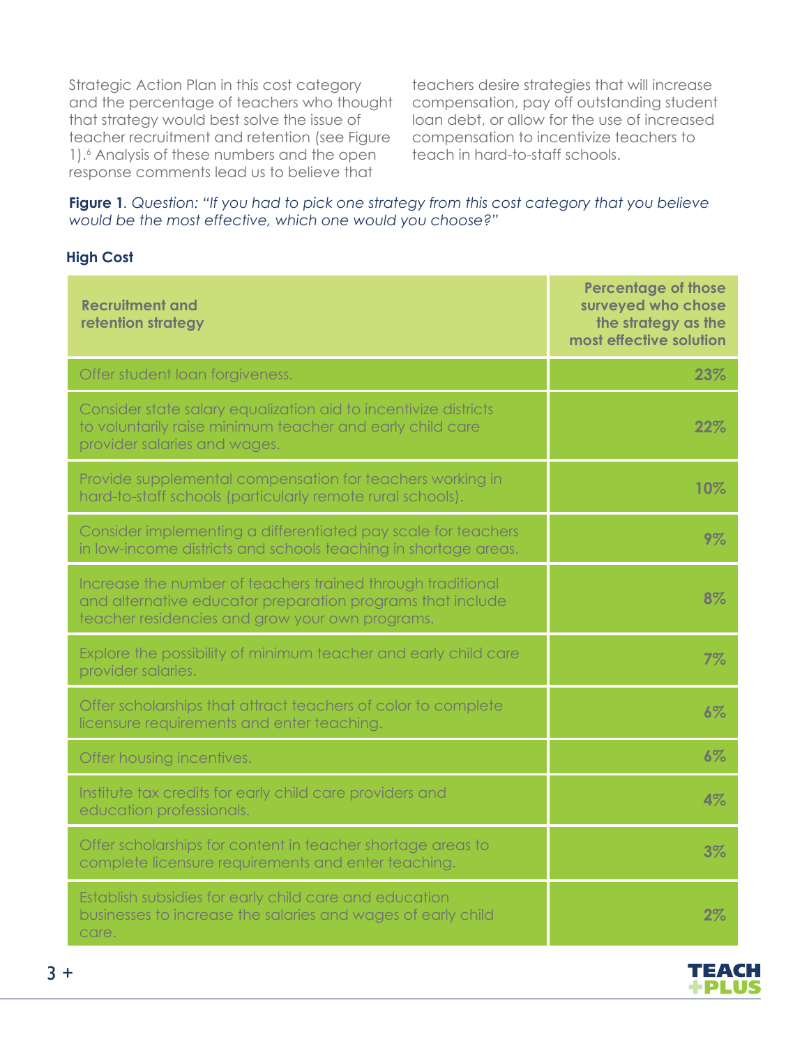Strategic Action Plan in this cost category and the percentage of teachers who thought that strategy would best solve the issue of teacher recruitment and retention (see Figure 1).[6] Analysis of these numbers and the open response comments lead us to believe that teachers desire strategies that will increase compensation, pay off outstanding student loan debt, or allow for the use of increased compensation to incentivize teachers to teach in hard-to-staff schools.

**Figure 1**. *Question: "If you had to pick one strategy from this cost category that you believe would be the most effective, which one would you choose?"*

**High Cost**

| Recruitment and retention strategy | Percentage of those surveyed who chose the strategy as the most effective solution |
|---|---|
| Offer student loan forgiveness. | 23% |
| Consider state salary equalization aid to incentivize districts to voluntarily raise minimum teacher and early child care provider salaries and wages. | 22% |
| Provide supplemental compensation for teachers working in hard-to-staff schools (particularly remote rural schools). | 10% |
| Consider implementing a differentiated pay scale for teachers in low-income districts and schools teaching in shortage areas. | 9% |
| Increase the number of teachers trained through traditional and alternative educator preparation programs that include teacher residencies and grow your own programs. | 8% |
| Explore the possibility of minimum teacher and early child care provider salaries. | 7% |
| Offer scholarships that attract teachers of color to complete licensure requirements and enter teaching. | 6% |
| Offer housing incentives. | 6% |
| Institute tax credits for early child care providers and education professionals. | 4% |
| Offer scholarships for content in teacher shortage areas to complete licensure requirements and enter teaching. | 3% |
| Establish subsidies for early child care and education businesses to increase the salaries and wages of early child care. | 2% |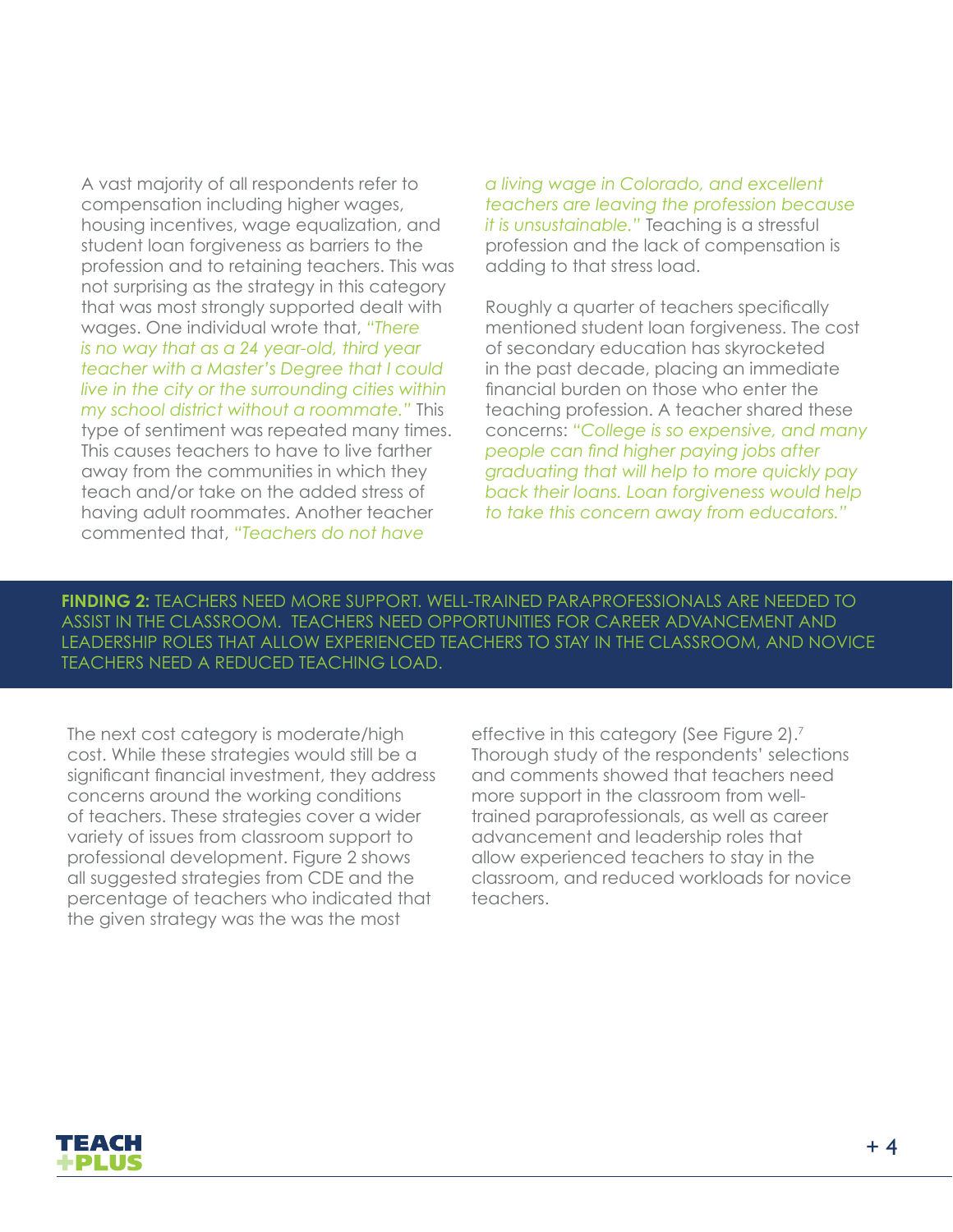A vast majority of all respondents refer to compensation including higher wages, housing incentives, wage equalization, and student loan forgiveness as barriers to the profession and to retaining teachers. This was not surprising as the strategy in this category that was most strongly supported dealt with wages. One individual wrote that, *"There is no way that as a 24 year-old, third year teacher with a Master's Degree that I could live in the city or the surrounding cities within my school district without a roommate."* This type of sentiment was repeated many times. This causes teachers to have to live farther away from the communities in which they teach and/or take on the added stress of having adult roommates. Another teacher commented that, *"Teachers do not have a living wage in Colorado, and excellent teachers are leaving the profession because it is unsustainable."* Teaching is a stressful profession and the lack of compensation is adding to that stress load.

Roughly a quarter of teachers specifically mentioned student loan forgiveness. The cost of secondary education has skyrocketed in the past decade, placing an immediate financial burden on those who enter the teaching profession. A teacher shared these concerns: *"College is so expensive, and many people can find higher paying jobs after graduating that will help to more quickly pay back their loans. Loan forgiveness would help to take this concern away from educators."*

**FINDING 2:** TEACHERS NEED MORE SUPPORT. WELL-TRAINED PARAPROFESSIONALS ARE NEEDED TO ASSIST IN THE CLASSROOM. TEACHERS NEED OPPORTUNITIES FOR CAREER ADVANCEMENT AND LEADERSHIP ROLES THAT ALLOW EXPERIENCED TEACHERS TO STAY IN THE CLASSROOM, AND NOVICE TEACHERS NEED A REDUCED TEACHING LOAD.

The next cost category is moderate/high cost. While these strategies would still be a significant financial investment, they address concerns around the working conditions of teachers. These strategies cover a wider variety of issues from classroom support to professional development. Figure 2 shows all suggested strategies from CDE and the percentage of teachers who indicated that the given strategy was the was the most effective in this category (See Figure 2).[7] Thorough study of the respondents' selections and comments showed that teachers need more support in the classroom from well-trained paraprofessionals, as well as career advancement and leadership roles that allow experienced teachers to stay in the classroom, and reduced workloads for novice teachers.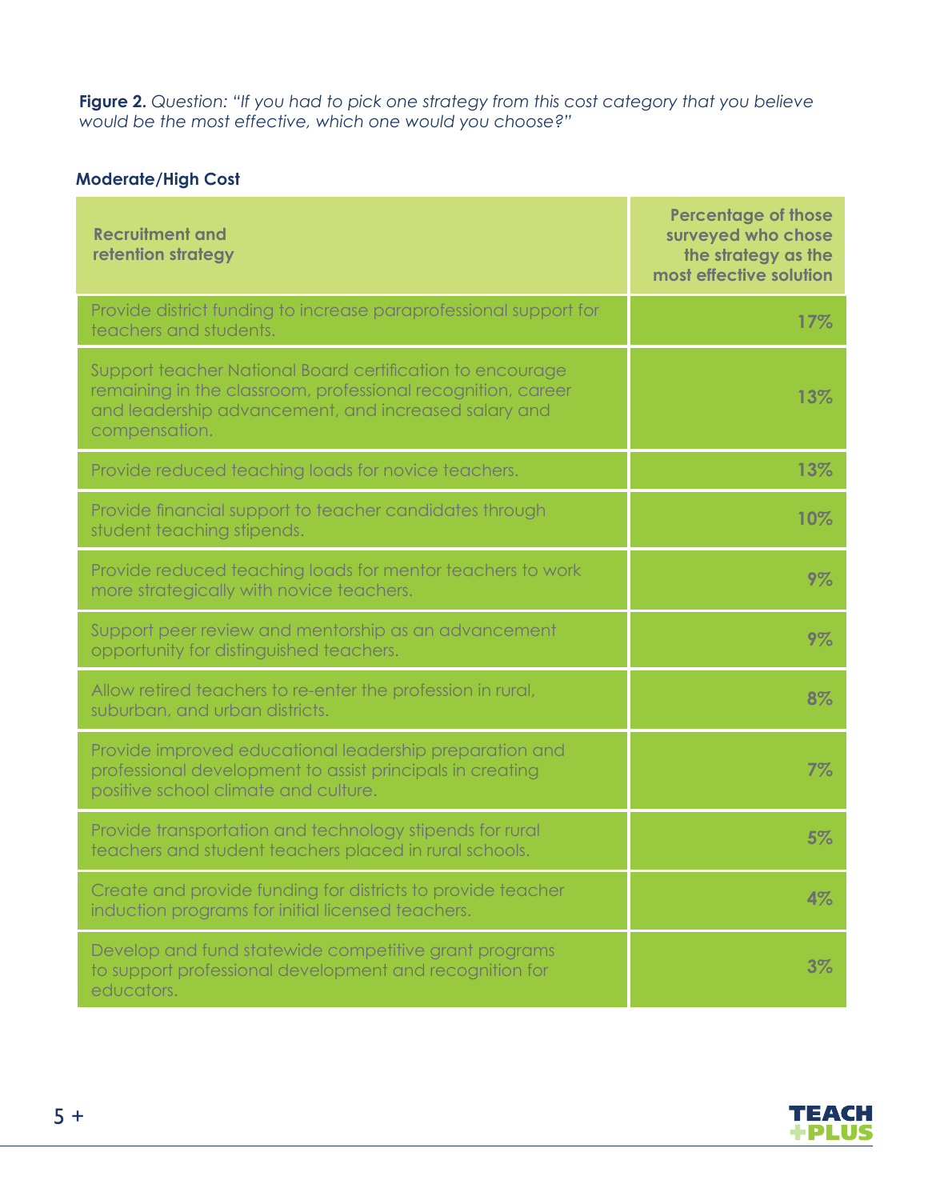**Figure 2.** *Question: "If you had to pick one strategy from this cost category that you believe would be the most effective, which one would you choose?"*

**Moderate/High Cost**

| Recruitment and retention strategy | Percentage of those surveyed who chose the strategy as the most effective solution |
|---|---|
| Provide district funding to increase paraprofessional support for teachers and students. | 17% |
| Support teacher National Board certification to encourage remaining in the classroom, professional recognition, career and leadership advancement, and increased salary and compensation. | 13% |
| Provide reduced teaching loads for novice teachers. | 13% |
| Provide financial support to teacher candidates through student teaching stipends. | 10% |
| Provide reduced teaching loads for mentor teachers to work more strategically with novice teachers. | 9% |
| Support peer review and mentorship as an advancement opportunity for distinguished teachers. | 9% |
| Allow retired teachers to re-enter the profession in rural, suburban, and urban districts. | 8% |
| Provide improved educational leadership preparation and professional development to assist principals in creating positive school climate and culture. | 7% |
| Provide transportation and technology stipends for rural teachers and student teachers placed in rural schools. | 5% |
| Create and provide funding for districts to provide teacher induction programs for initial licensed teachers. | 4% |
| Develop and fund statewide competitive grant programs to support professional development and recognition for educators. | 3% |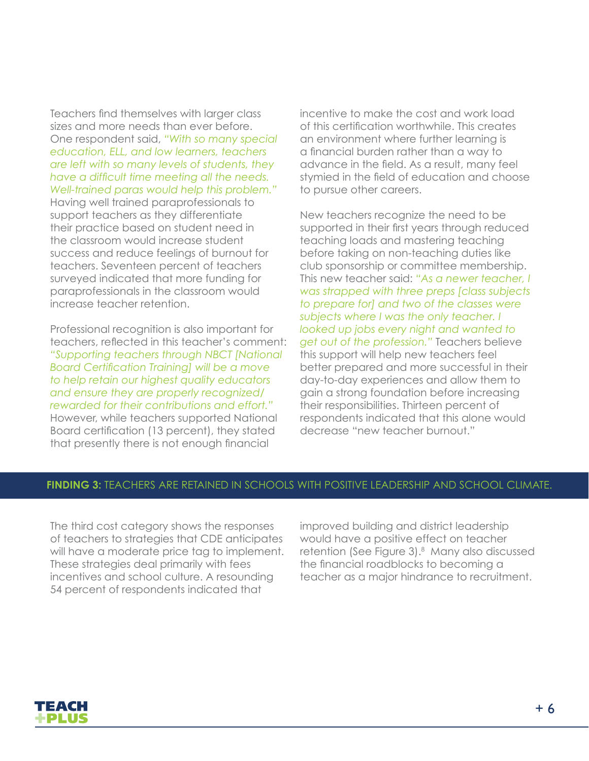Teachers find themselves with larger class sizes and more needs than ever before. One respondent said, *"With so many special education, ELL, and low learners, teachers are left with so many levels of students, they have a difficult time meeting all the needs. Well-trained paras would help this problem."* Having well trained paraprofessionals to support teachers as they differentiate their practice based on student need in the classroom would increase student success and reduce feelings of burnout for teachers. Seventeen percent of teachers surveyed indicated that more funding for paraprofessionals in the classroom would increase teacher retention.

Professional recognition is also important for teachers, reflected in this teacher's comment: *"Supporting teachers through NBCT [National Board Certification Training] will be a move to help retain our highest quality educators and ensure they are properly recognized/ rewarded for their contributions and effort."* However, while teachers supported National Board certification (13 percent), they stated that presently there is not enough financial incentive to make the cost and work load of this certification worthwhile. This creates an environment where further learning is a financial burden rather than a way to advance in the field. As a result, many feel stymied in the field of education and choose to pursue other careers.

New teachers recognize the need to be supported in their first years through reduced teaching loads and mastering teaching before taking on non-teaching duties like club sponsorship or committee membership. This new teacher said: *"As a newer teacher, I was strapped with three preps [class subjects to prepare for] and two of the classes were subjects where I was the only teacher. I looked up jobs every night and wanted to get out of the profession."* Teachers believe this support will help new teachers feel better prepared and more successful in their day-to-day experiences and allow them to gain a strong foundation before increasing their responsibilities. Thirteen percent of respondents indicated that this alone would decrease "new teacher burnout."

## **FINDING 3:** TEACHERS ARE RETAINED IN SCHOOLS WITH POSITIVE LEADERSHIP AND SCHOOL CLIMATE.

The third cost category shows the responses of teachers to strategies that CDE anticipates will have a moderate price tag to implement. These strategies deal primarily with fees incentives and school culture. A resounding 54 percent of respondents indicated that improved building and district leadership would have a positive effect on teacher retention (See Figure 3).[8] Many also discussed the financial roadblocks to becoming a teacher as a major hindrance to recruitment.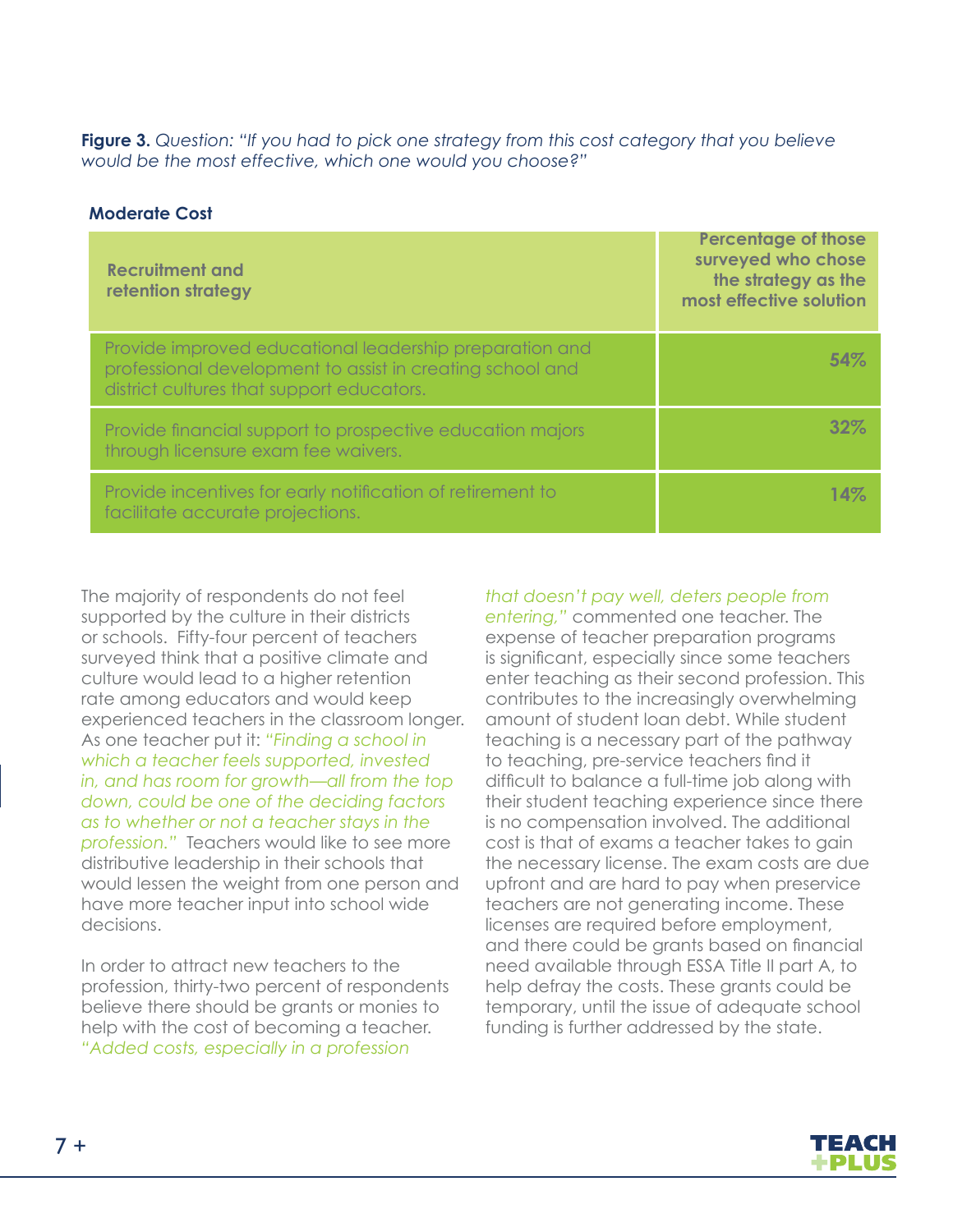**Figure 3.** *Question: "If you had to pick one strategy from this cost category that you believe would be the most effective, which one would you choose?"*

**Moderate Cost**

| Recruitment and retention strategy | Percentage of those surveyed who chose the strategy as the most effective solution |
|---|---|
| Provide improved educational leadership preparation and professional development to assist in creating school and district cultures that support educators. | 54% |
| Provide financial support to prospective education majors through licensure exam fee waivers. | 32% |
| Provide incentives for early notification of retirement to facilitate accurate projections. | 14% |

The majority of respondents do not feel supported by the culture in their districts or schools. Fifty-four percent of teachers surveyed think that a positive climate and culture would lead to a higher retention rate among educators and would keep experienced teachers in the classroom longer. As one teacher put it: *"Finding a school in which a teacher feels supported, invested in, and has room for growth—all from the top down, could be one of the deciding factors as to whether or not a teacher stays in the profession."* Teachers would like to see more distributive leadership in their schools that would lessen the weight from one person and have more teacher input into school wide decisions.

In order to attract new teachers to the profession, thirty-two percent of respondents believe there should be grants or monies to help with the cost of becoming a teacher. *"Added costs, especially in a profession that doesn't pay well, deters people from entering,"* commented one teacher. The expense of teacher preparation programs is significant, especially since some teachers enter teaching as their second profession. This contributes to the increasingly overwhelming amount of student loan debt. While student teaching is a necessary part of the pathway to teaching, pre-service teachers find it difficult to balance a full-time job along with their student teaching experience since there is no compensation involved. The additional cost is that of exams a teacher takes to gain the necessary license. The exam costs are due upfront and are hard to pay when preservice teachers are not generating income. These licenses are required before employment, and there could be grants based on financial need available through ESSA Title II part A, to help defray the costs. These grants could be temporary, until the issue of adequate school funding is further addressed by the state.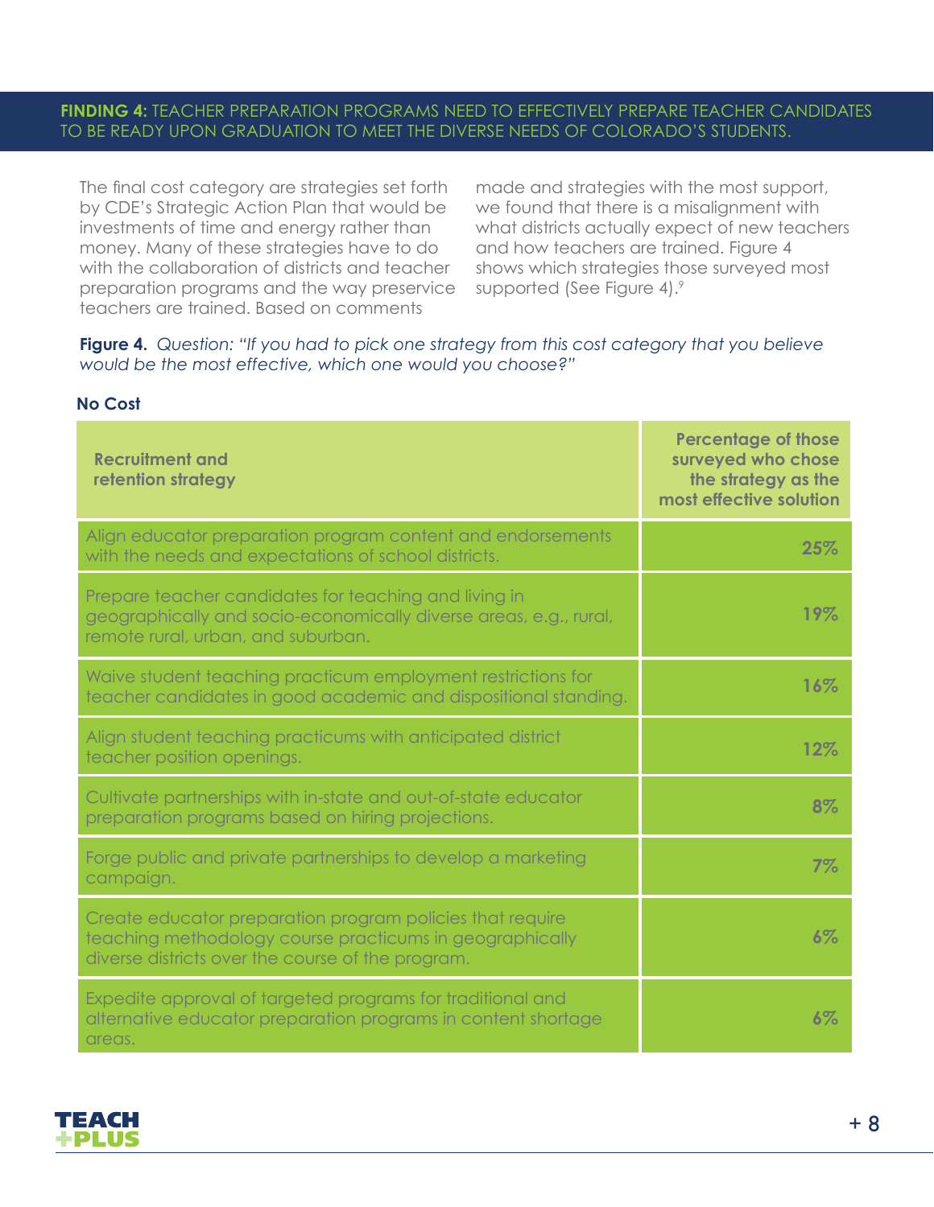**FINDING 4:** TEACHER PREPARATION PROGRAMS NEED TO EFFECTIVELY PREPARE TEACHER CANDIDATES TO BE READY UPON GRADUATION TO MEET THE DIVERSE NEEDS OF COLORADO'S STUDENTS.

The final cost category are strategies set forth by CDE's Strategic Action Plan that would be investments of time and energy rather than money. Many of these strategies have to do with the collaboration of districts and teacher preparation programs and the way preservice teachers are trained. Based on comments made and strategies with the most support, we found that there is a misalignment with what districts actually expect of new teachers and how teachers are trained. Figure 4 shows which strategies those surveyed most supported (See Figure 4).[9]

**Figure 4.** *Question: "If you had to pick one strategy from this cost category that you believe would be the most effective, which one would you choose?"*

**No Cost**

| Recruitment and retention strategy | Percentage of those surveyed who chose the strategy as the most effective solution |
|---|---|
| Align educator preparation program content and endorsements with the needs and expectations of school districts. | 25% |
| Prepare teacher candidates for teaching and living in geographically and socio-economically diverse areas, e.g., rural, remote rural, urban, and suburban. | 19% |
| Waive student teaching practicum employment restrictions for teacher candidates in good academic and dispositional standing. | 16% |
| Align student teaching practicums with anticipated district teacher position openings. | 12% |
| Cultivate partnerships with in-state and out-of-state educator preparation programs based on hiring projections. | 8% |
| Forge public and private partnerships to develop a marketing campaign. | 7% |
| Create educator preparation program policies that require teaching methodology course practicums in geographically diverse districts over the course of the program. | 6% |
| Expedite approval of targeted programs for traditional and alternative educator preparation programs in content shortage areas. | 6% |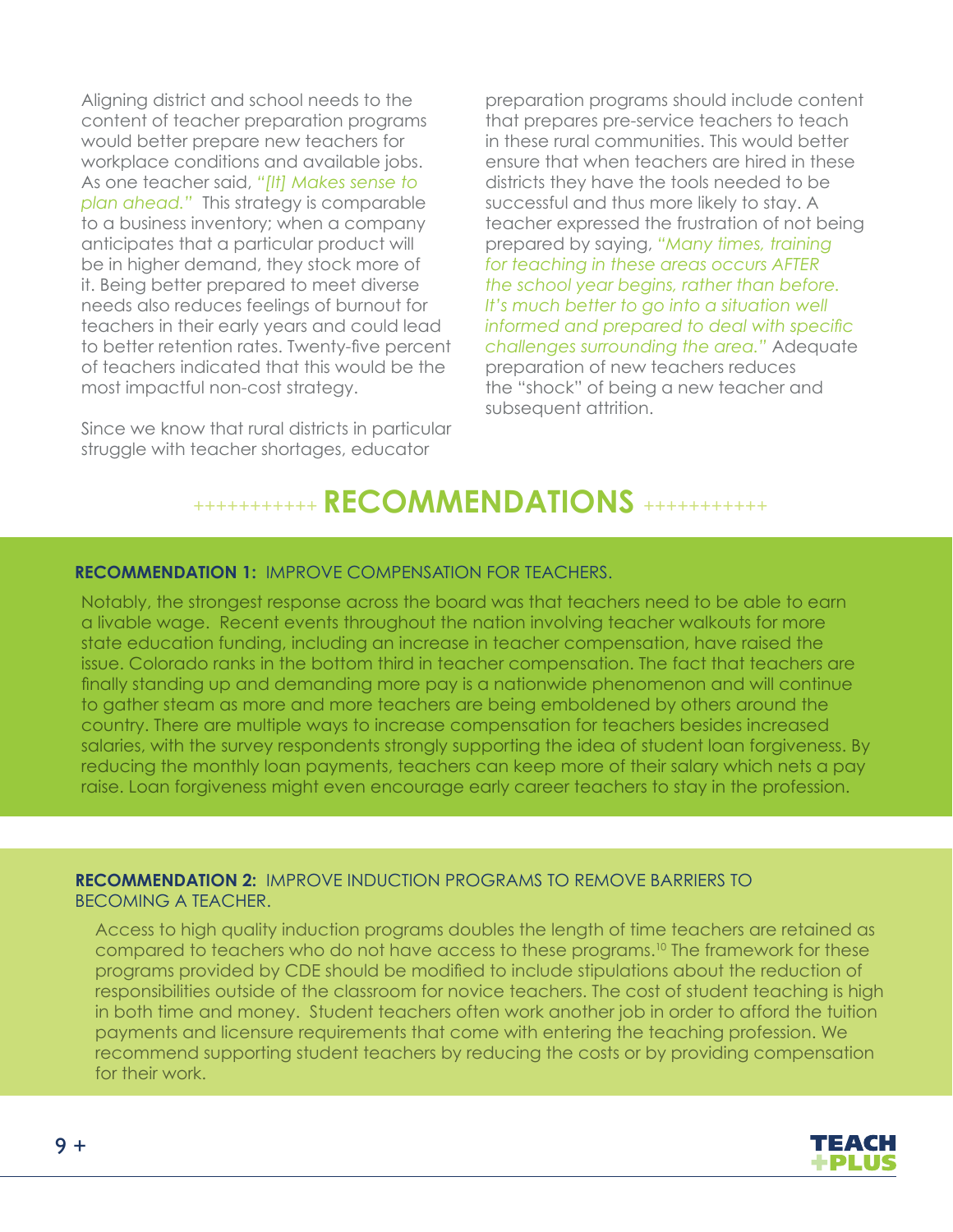Aligning district and school needs to the content of teacher preparation programs would better prepare new teachers for workplace conditions and available jobs. As one teacher said, *"[It] Makes sense to plan ahead."* This strategy is comparable to a business inventory; when a company anticipates that a particular product will be in higher demand, they stock more of it. Being better prepared to meet diverse needs also reduces feelings of burnout for teachers in their early years and could lead to better retention rates. Twenty-five percent of teachers indicated that this would be the most impactful non-cost strategy.

Since we know that rural districts in particular struggle with teacher shortages, educator preparation programs should include content that prepares pre-service teachers to teach in these rural communities. This would better ensure that when teachers are hired in these districts they have the tools needed to be successful and thus more likely to stay. A teacher expressed the frustration of not being prepared by saying, *"Many times, training for teaching in these areas occurs AFTER the school year begins, rather than before. It's much better to go into a situation well informed and prepared to deal with specific challenges surrounding the area."* Adequate preparation of new teachers reduces the "shock" of being a new teacher and subsequent attrition.

## RECOMMENDATIONS

**RECOMMENDATION 1:** IMPROVE COMPENSATION FOR TEACHERS.

Notably, the strongest response across the board was that teachers need to be able to earn a livable wage. Recent events throughout the nation involving teacher walkouts for more state education funding, including an increase in teacher compensation, have raised the issue. Colorado ranks in the bottom third in teacher compensation. The fact that teachers are finally standing up and demanding more pay is a nationwide phenomenon and will continue to gather steam as more and more teachers are being emboldened by others around the country. There are multiple ways to increase compensation for teachers besides increased salaries, with the survey respondents strongly supporting the idea of student loan forgiveness. By reducing the monthly loan payments, teachers can keep more of their salary which nets a pay raise. Loan forgiveness might even encourage early career teachers to stay in the profession.

**RECOMMENDATION 2:** IMPROVE INDUCTION PROGRAMS TO REMOVE BARRIERS TO BECOMING A TEACHER.

Access to high quality induction programs doubles the length of time teachers are retained as compared to teachers who do not have access to these programs.[10] The framework for these programs provided by CDE should be modified to include stipulations about the reduction of responsibilities outside of the classroom for novice teachers. The cost of student teaching is high in both time and money. Student teachers often work another job in order to afford the tuition payments and licensure requirements that come with entering the teaching profession. We recommend supporting student teachers by reducing the costs or by providing compensation for their work.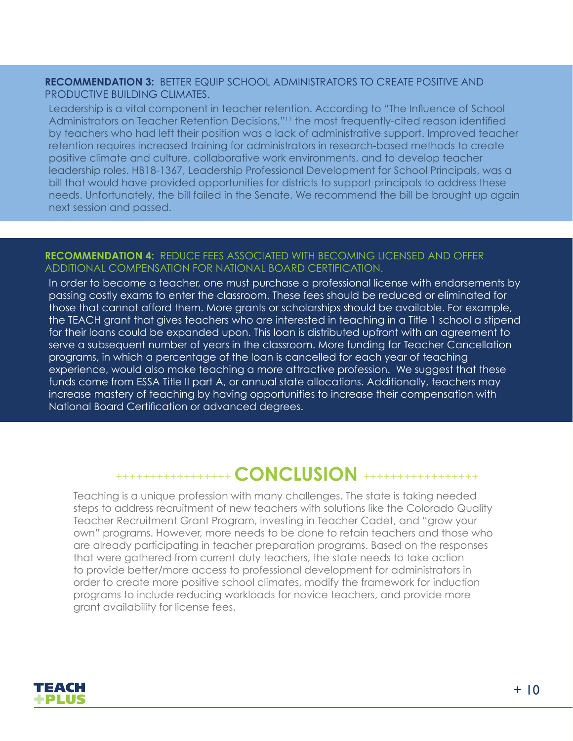**RECOMMENDATION 3:** BETTER EQUIP SCHOOL ADMINISTRATORS TO CREATE POSITIVE AND PRODUCTIVE BUILDING CLIMATES.

Leadership is a vital component in teacher retention. According to "The Influence of School Administrators on Teacher Retention Decisions,"[11] the most frequently-cited reason identified by teachers who had left their position was a lack of administrative support. Improved teacher retention requires increased training for administrators in research-based methods to create positive climate and culture, collaborative work environments, and to develop teacher leadership roles. HB18-1367, Leadership Professional Development for School Principals, was a bill that would have provided opportunities for districts to support principals to address these needs. Unfortunately, the bill failed in the Senate. We recommend the bill be brought up again next session and passed.

**RECOMMENDATION 4:** REDUCE FEES ASSOCIATED WITH BECOMING LICENSED AND OFFER ADDITIONAL COMPENSATION FOR NATIONAL BOARD CERTIFICATION.

In order to become a teacher, one must purchase a professional license with endorsements by passing costly exams to enter the classroom. These fees should be reduced or eliminated for those that cannot afford them. More grants or scholarships should be available. For example, the TEACH grant that gives teachers who are interested in teaching in a Title 1 school a stipend for their loans could be expanded upon. This loan is distributed upfront with an agreement to serve a subsequent number of years in the classroom. More funding for Teacher Cancellation programs, in which a percentage of the loan is cancelled for each year of teaching experience, would also make teaching a more attractive profession. We suggest that these funds come from ESSA Title II part A, or annual state allocations. Additionally, teachers may increase mastery of teaching by having opportunities to increase their compensation with National Board Certification or advanced degrees.

## CONCLUSION

Teaching is a unique profession with many challenges. The state is taking needed steps to address recruitment of new teachers with solutions like the Colorado Quality Teacher Recruitment Grant Program, investing in Teacher Cadet, and "grow your own" programs. However, more needs to be done to retain teachers and those who are already participating in teacher preparation programs. Based on the responses that were gathered from current duty teachers, the state needs to take action to provide better/more access to professional development for administrators in order to create more positive school climates, modify the framework for induction programs to include reducing workloads for novice teachers, and provide more grant availability for license fees.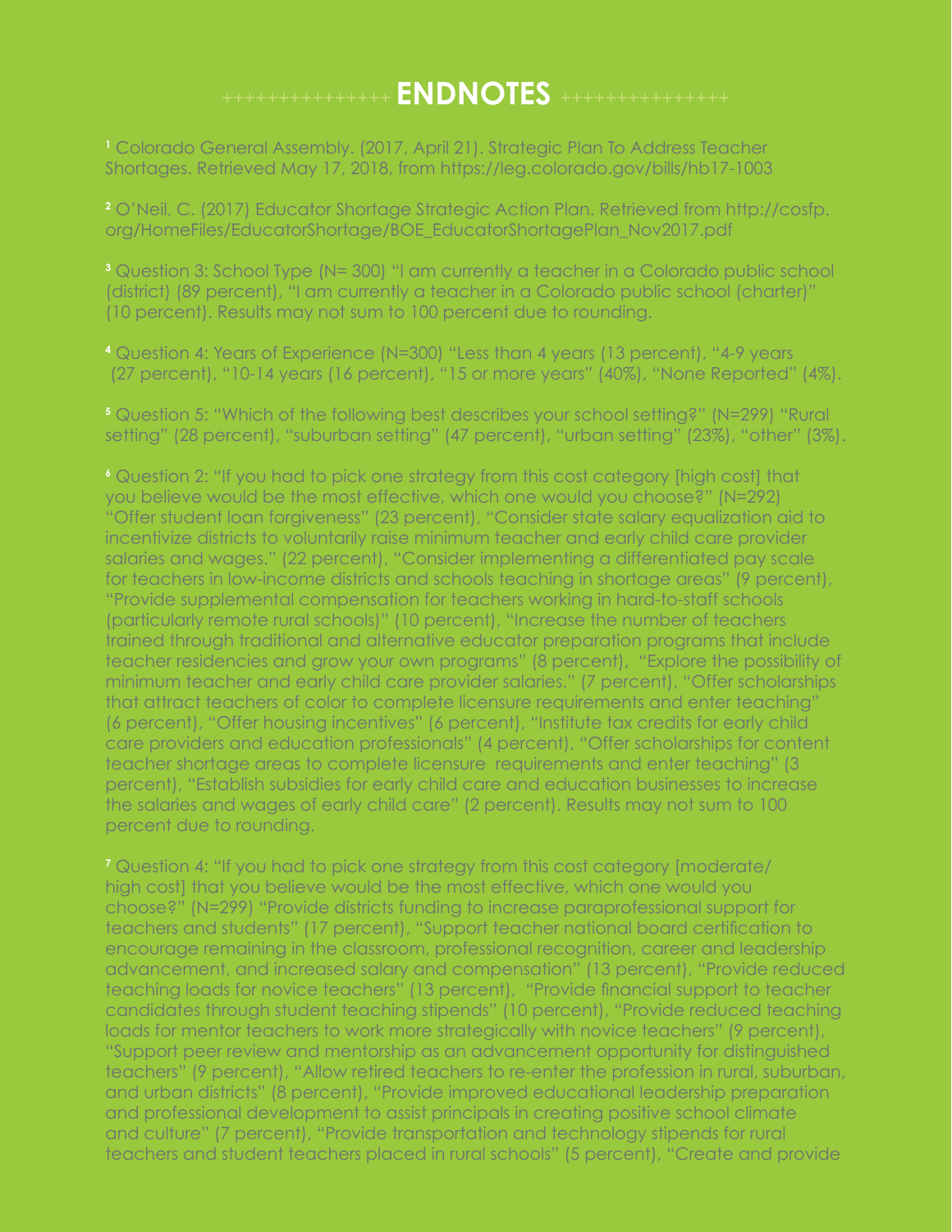# ENDNOTES

[1] Colorado General Assembly. (2017, April 21). Strategic Plan To Address Teacher Shortages. Retrieved May 17, 2018, from https://leg.colorado.gov/bills/hb17-1003

[2] O'Neil, C. (2017) Educator Shortage Strategic Action Plan. Retrieved from http://cosfp.org/HomeFiles/EducatorShortage/BOE_EducatorShortagePlan_Nov2017.pdf

[3] Question 3: School Type (N= 300) "I am currently a teacher in a Colorado public school (district) (89 percent), "I am currently a teacher in a Colorado public school (charter)" (10 percent). Results may not sum to 100 percent due to rounding.

[4] Question 4: Years of Experience (N=300) "Less than 4 years (13 percent), "4-9 years (27 percent), "10-14 years (16 percent), "15 or more years" (40%), "None Reported" (4%).

[5] Question 5: "Which of the following best describes your school setting?" (N=299) "Rural setting" (28 percent), "suburban setting" (47 percent), "urban setting" (23%), "other" (3%).

[6] Question 2: "If you had to pick one strategy from this cost category [high cost] that you believe would be the most effective, which one would you choose?" (N=292) "Offer student loan forgiveness" (23 percent), "Consider state salary equalization aid to incentivize districts to voluntarily raise minimum teacher and early child care provider salaries and wages." (22 percent), "Consider implementing a differentiated pay scale for teachers in low-income districts and schools teaching in shortage areas" (9 percent), "Provide supplemental compensation for teachers working in hard-to-staff schools (particularly remote rural schools)" (10 percent), "Increase the number of teachers trained through traditional and alternative educator preparation programs that include teacher residencies and grow your own programs" (8 percent), "Explore the possibility of minimum teacher and early child care provider salaries." (7 percent), "Offer scholarships that attract teachers of color to complete licensure requirements and enter teaching" (6 percent), "Offer housing incentives" (6 percent), "Institute tax credits for early child care providers and education professionals" (4 percent), "Offer scholarships for content teacher shortage areas to complete licensure requirements and enter teaching" (3 percent), "Establish subsidies for early child care and education businesses to increase the salaries and wages of early child care" (2 percent). Results may not sum to 100 percent due to rounding.

[7] Question 4: "If you had to pick one strategy from this cost category [moderate/high cost] that you believe would be the most effective, which one would you choose?" (N=299) "Provide districts funding to increase paraprofessional support for teachers and students" (17 percent), "Support teacher national board certification to encourage remaining in the classroom, professional recognition, career and leadership advancement, and increased salary and compensation" (13 percent), "Provide reduced teaching loads for novice teachers" (13 percent), "Provide financial support to teacher candidates through student teaching stipends" (10 percent), "Provide reduced teaching loads for mentor teachers to work more strategically with novice teachers" (9 percent), "Support peer review and mentorship as an advancement opportunity for distinguished teachers" (9 percent), "Allow retired teachers to re-enter the profession in rural, suburban, and urban districts" (8 percent), "Provide improved educational leadership preparation and professional development to assist principals in creating positive school climate and culture" (7 percent), "Provide transportation and technology stipends for rural teachers and student teachers placed in rural schools" (5 percent), "Create and provide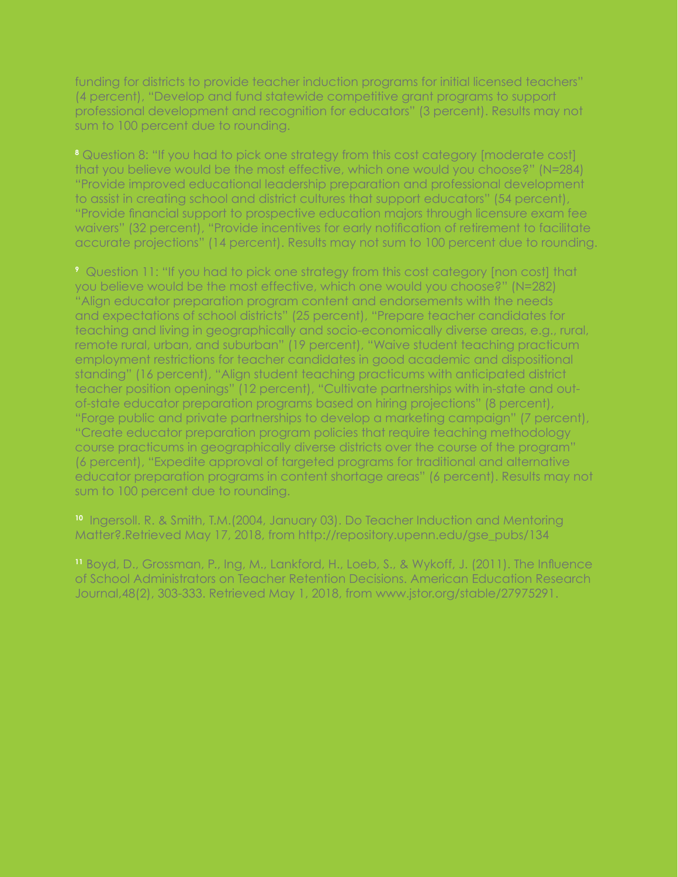funding for districts to provide teacher induction programs for initial licensed teachers" (4 percent), "Develop and fund statewide competitive grant programs to support professional development and recognition for educators" (3 percent). Results may not sum to 100 percent due to rounding.

[8] Question 8: "If you had to pick one strategy from this cost category [moderate cost] that you believe would be the most effective, which one would you choose?" (N=284) "Provide improved educational leadership preparation and professional development to assist in creating school and district cultures that support educators" (54 percent), "Provide financial support to prospective education majors through licensure exam fee waivers" (32 percent), "Provide incentives for early notification of retirement to facilitate accurate projections" (14 percent). Results may not sum to 100 percent due to rounding.

[9] Question 11: "If you had to pick one strategy from this cost category [non cost] that you believe would be the most effective, which one would you choose?" (N=282) "Align educator preparation program content and endorsements with the needs and expectations of school districts" (25 percent), "Prepare teacher candidates for teaching and living in geographically and socio-economically diverse areas, e.g., rural, remote rural, urban, and suburban" (19 percent), "Waive student teaching practicum employment restrictions for teacher candidates in good academic and dispositional standing" (16 percent), "Align student teaching practicums with anticipated district teacher position openings" (12 percent), "Cultivate partnerships with in-state and out-of-state educator preparation programs based on hiring projections" (8 percent), "Forge public and private partnerships to develop a marketing campaign" (7 percent), "Create educator preparation program policies that require teaching methodology course practicums in geographically diverse districts over the course of the program" (6 percent), "Expedite approval of targeted programs for traditional and alternative educator preparation programs in content shortage areas" (6 percent). Results may not sum to 100 percent due to rounding.

[10] Ingersoll. R. & Smith, T.M.(2004, January 03). Do Teacher Induction and Mentoring Matter?.Retrieved May 17, 2018, from http://repository.upenn.edu/gse_pubs/134

[11] Boyd, D., Grossman, P., Ing, M., Lankford, H., Loeb, S., & Wykoff, J. (2011). The Influence of School Administrators on Teacher Retention Decisions. American Education Research Journal,48(2), 303-333. Retrieved May 1, 2018, from www.jstor.org/stable/27975291.